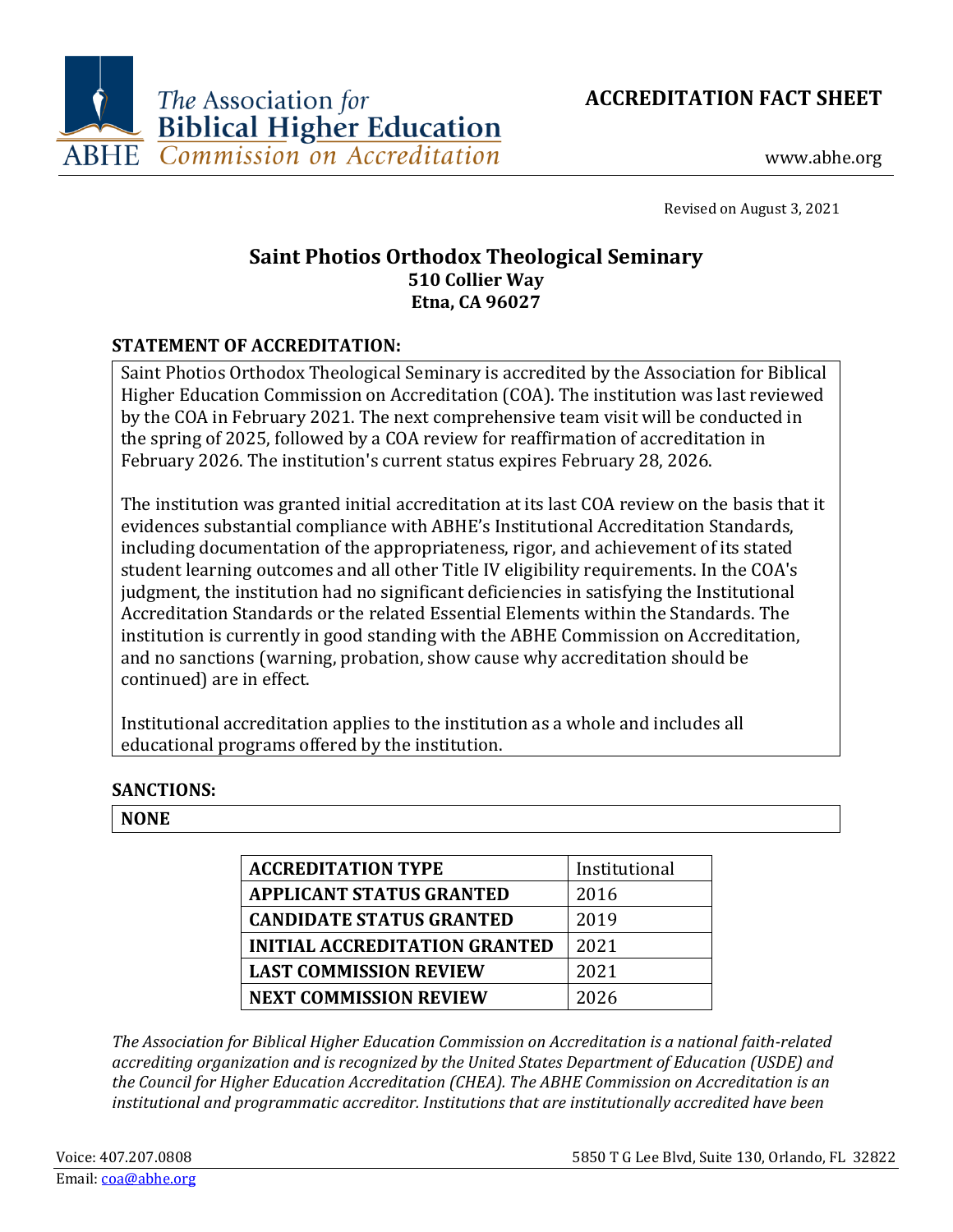The Association for Biblical Higher Education
ABHE Commission on Accreditation

**ACCREDITATION FACT SHEET**

www.abhe.org

Revised on August 3, 2021

## Saint Photios Orthodox Theological Seminary
**510 Collier Way**
**Etna, CA 96027**

### STATEMENT OF ACCREDITATION:

Saint Photios Orthodox Theological Seminary is accredited by the Association for Biblical Higher Education Commission on Accreditation (COA). The institution was last reviewed by the COA in February 2021. The next comprehensive team visit will be conducted in the spring of 2025, followed by a COA review for reaffirmation of accreditation in February 2026. The institution's current status expires February 28, 2026.

The institution was granted initial accreditation at its last COA review on the basis that it evidences substantial compliance with ABHE's Institutional Accreditation Standards, including documentation of the appropriateness, rigor, and achievement of its stated student learning outcomes and all other Title IV eligibility requirements. In the COA's judgment, the institution had no significant deficiencies in satisfying the Institutional Accreditation Standards or the related Essential Elements within the Standards. The institution is currently in good standing with the ABHE Commission on Accreditation, and no sanctions (warning, probation, show cause why accreditation should be continued) are in effect.

Institutional accreditation applies to the institution as a whole and includes all educational programs offered by the institution.

### SANCTIONS:

**NONE**

| **ACCREDITATION TYPE** | Institutional |
|---|---|
| **APPLICANT STATUS GRANTED** | 2016 |
| **CANDIDATE STATUS GRANTED** | 2019 |
| **INITIAL ACCREDITATION GRANTED** | 2021 |
| **LAST COMMISSION REVIEW** | 2021 |
| **NEXT COMMISSION REVIEW** | 2026 |

*The Association for Biblical Higher Education Commission on Accreditation is a national faith-related accrediting organization and is recognized by the United States Department of Education (USDE) and the Council for Higher Education Accreditation (CHEA). The ABHE Commission on Accreditation is an institutional and programmatic accreditor. Institutions that are institutionally accredited have been*

Voice: 407.207.0808
Email: coa@abhe.org
5850 T G Lee Blvd, Suite 130, Orlando, FL 32822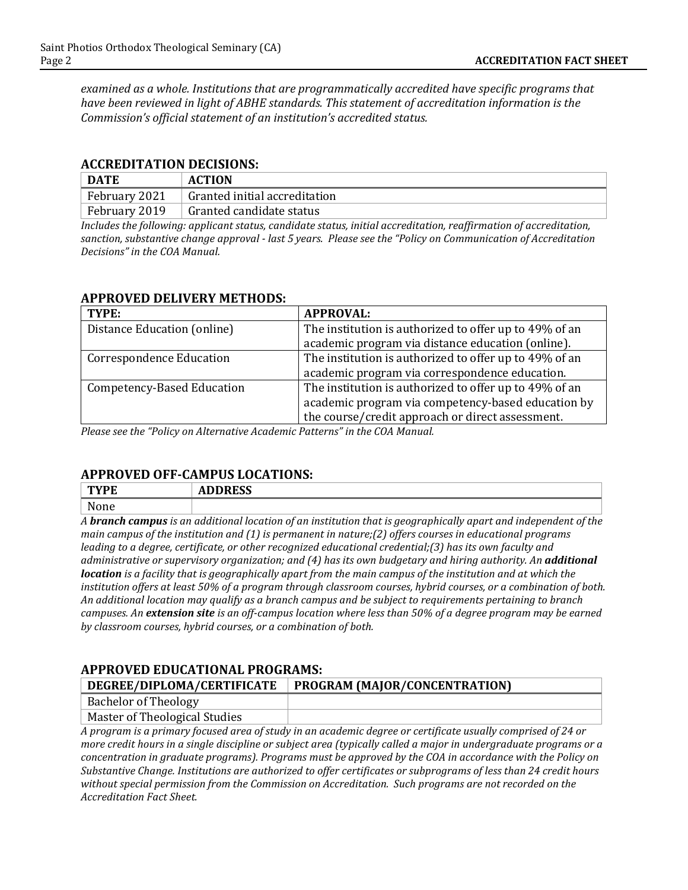*examined as a whole. Institutions that are programmatically accredited have specific programs that have been reviewed in light of ABHE standards. This statement of accreditation information is the Commission's official statement of an institution's accredited status.*

## ACCREDITATION DECISIONS:

| DATE | ACTION |
|---|---|
| February 2021 | Granted initial accreditation |
| February 2019 | Granted candidate status |

*Includes the following: applicant status, candidate status, initial accreditation, reaffirmation of accreditation, sanction, substantive change approval - last 5 years. Please see the "Policy on Communication of Accreditation Decisions" in the COA Manual.*

## APPROVED DELIVERY METHODS:

| TYPE: | APPROVAL: |
|---|---|
| Distance Education (online) | The institution is authorized to offer up to 49% of an academic program via distance education (online). |
| Correspondence Education | The institution is authorized to offer up to 49% of an academic program via correspondence education. |
| Competency-Based Education | The institution is authorized to offer up to 49% of an academic program via competency-based education by the course/credit approach or direct assessment. |

*Please see the "Policy on Alternative Academic Patterns" in the COA Manual.*

## APPROVED OFF-CAMPUS LOCATIONS:

| TYPE | ADDRESS |
|---|---|
| None | |

*A **branch campus** is an additional location of an institution that is geographically apart and independent of the main campus of the institution and (1) is permanent in nature;(2) offers courses in educational programs leading to a degree, certificate, or other recognized educational credential;(3) has its own faculty and administrative or supervisory organization; and (4) has its own budgetary and hiring authority. An **additional location** is a facility that is geographically apart from the main campus of the institution and at which the institution offers at least 50% of a program through classroom courses, hybrid courses, or a combination of both. An additional location may qualify as a branch campus and be subject to requirements pertaining to branch campuses. An **extension site** is an off-campus location where less than 50% of a degree program may be earned by classroom courses, hybrid courses, or a combination of both.*

## APPROVED EDUCATIONAL PROGRAMS:

| DEGREE/DIPLOMA/CERTIFICATE | PROGRAM (MAJOR/CONCENTRATION) |
|---|---|
| Bachelor of Theology | |
| Master of Theological Studies | |

*A program is a primary focused area of study in an academic degree or certificate usually comprised of 24 or more credit hours in a single discipline or subject area (typically called a major in undergraduate programs or a concentration in graduate programs). Programs must be approved by the COA in accordance with the Policy on Substantive Change. Institutions are authorized to offer certificates or subprograms of less than 24 credit hours without special permission from the Commission on Accreditation. Such programs are not recorded on the Accreditation Fact Sheet.*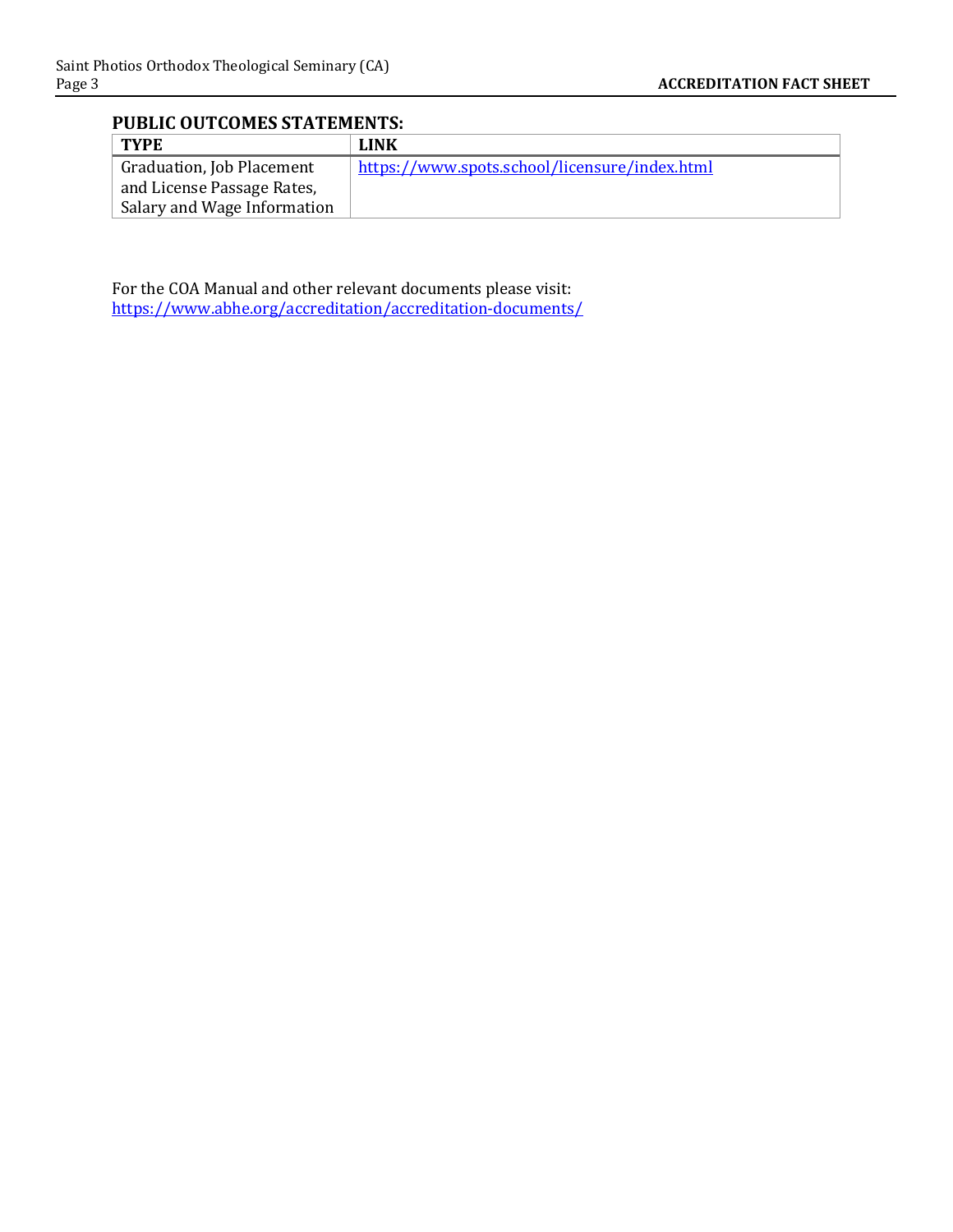## PUBLIC OUTCOMES STATEMENTS:

| TYPE | LINK |
| --- | --- |
| Graduation, Job Placement and License Passage Rates, Salary and Wage Information | https://www.spots.school/licensure/index.html |

For the COA Manual and other relevant documents please visit:
https://www.abhe.org/accreditation/accreditation-documents/